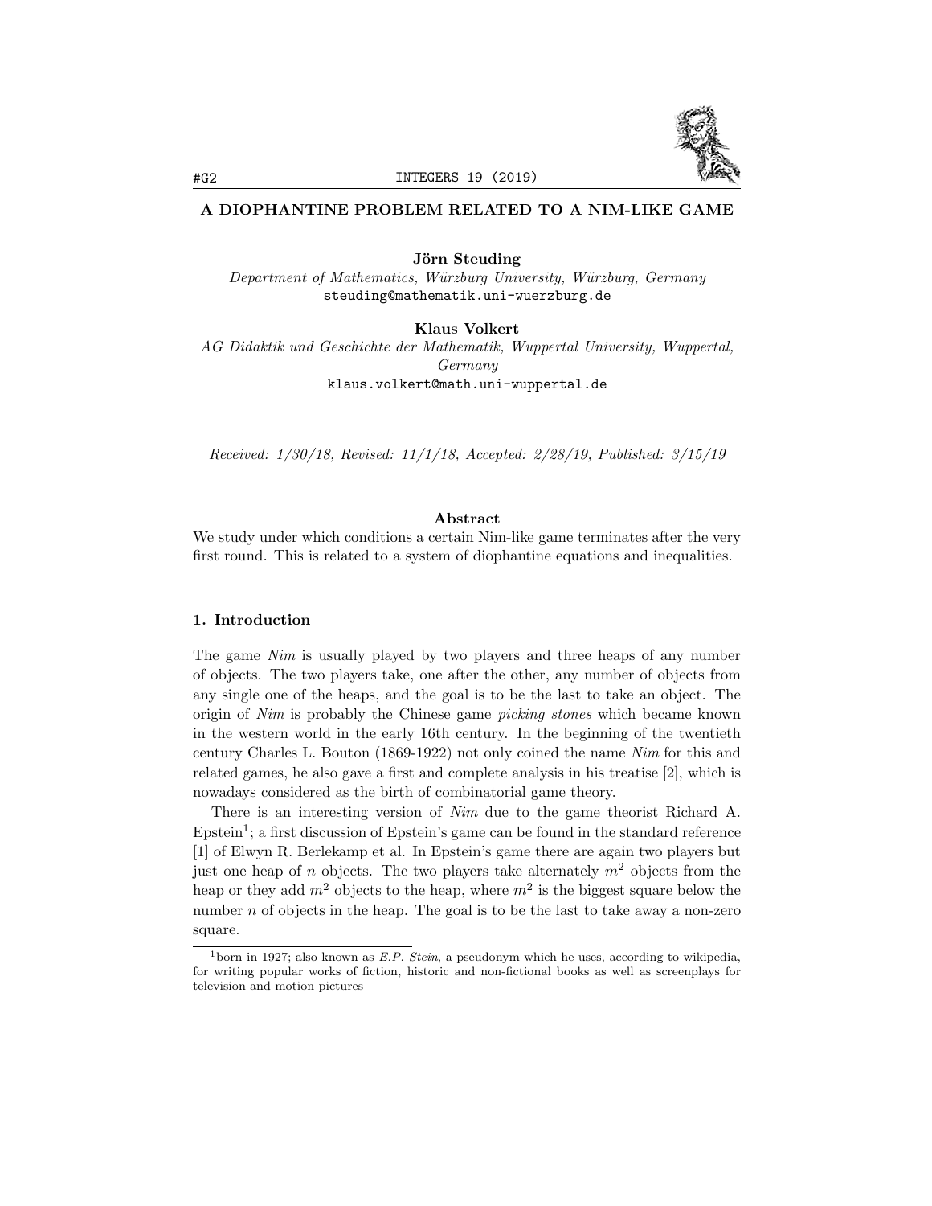# A DIOPHANTINE PROBLEM RELATED TO A NIM-LIKE GAME

**Jörn Steuding**
*Department of Mathematics, Würzburg University, Würzburg, Germany*
steuding@mathematik.uni-wuerzburg.de

**Klaus Volkert**
*AG Didaktik und Geschichte der Mathematik, Wuppertal University, Wuppertal, Germany*
klaus.volkert@math.uni-wuppertal.de

*Received: 1/30/18, Revised: 11/1/18, Accepted: 2/28/19, Published: 3/15/19*

### Abstract

We study under which conditions a certain Nim-like game terminates after the very first round. This is related to a system of diophantine equations and inequalities.

## 1. Introduction

The game *Nim* is usually played by two players and three heaps of any number of objects. The two players take, one after the other, any number of objects from any single one of the heaps, and the goal is to be the last to take an object. The origin of *Nim* is probably the Chinese game *picking stones* which became known in the western world in the early 16th century. In the beginning of the twentieth century Charles L. Bouton (1869-1922) not only coined the name *Nim* for this and related games, he also gave a first and complete analysis in his treatise [2], which is nowadays considered as the birth of combinatorial game theory.

There is an interesting version of *Nim* due to the game theorist Richard A. Epstein[1]; a first discussion of Epstein's game can be found in the standard reference [1] of Elwyn R. Berlekamp et al. In Epstein's game there are again two players but just one heap of $n$ objects. The two players take alternately $m^2$ objects from the heap or they add $m^2$ objects to the heap, where $m^2$ is the biggest square below the number $n$ of objects in the heap. The goal is to be the last to take away a non-zero square.

[1] born in 1927; also known as *E.P. Stein*, a pseudonym which he uses, according to wikipedia, for writing popular works of fiction, historic and non-fictional books as well as screenplays for television and motion pictures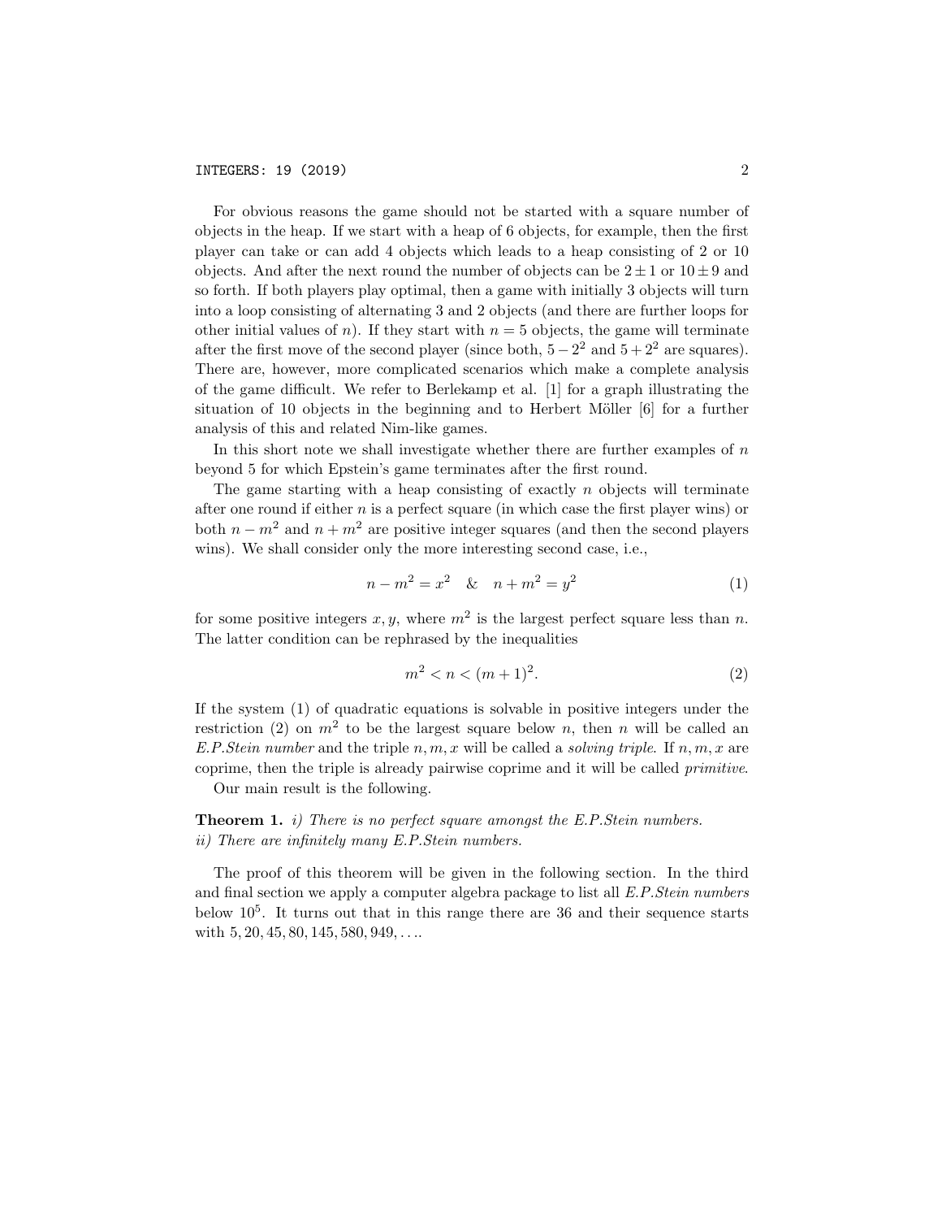For obvious reasons the game should not be started with a square number of objects in the heap. If we start with a heap of 6 objects, for example, then the first player can take or can add 4 objects which leads to a heap consisting of 2 or 10 objects. And after the next round the number of objects can be $2 \pm 1$ or $10 \pm 9$ and so forth. If both players play optimal, then a game with initially 3 objects will turn into a loop consisting of alternating 3 and 2 objects (and there are further loops for other initial values of $n$). If they start with $n = 5$ objects, the game will terminate after the first move of the second player (since both, $5 - 2^2$ and $5 + 2^2$ are squares). There are, however, more complicated scenarios which make a complete analysis of the game difficult. We refer to Berlekamp et al. [1] for a graph illustrating the situation of 10 objects in the beginning and to Herbert Möller [6] for a further analysis of this and related Nim-like games.

In this short note we shall investigate whether there are further examples of $n$ beyond 5 for which Epstein's game terminates after the first round.

The game starting with a heap consisting of exactly $n$ objects will terminate after one round if either $n$ is a perfect square (in which case the first player wins) or both $n - m^2$ and $n + m^2$ are positive integer squares (and then the second players wins). We shall consider only the more interesting second case, i.e.,

$$n - m^2 = x^2 \quad \& \quad n + m^2 = y^2 \tag{1}$$

for some positive integers $x, y$, where $m^2$ is the largest perfect square less than $n$. The latter condition can be rephrased by the inequalities

$$m^2 < n < (m+1)^2. \tag{2}$$

If the system (1) of quadratic equations is solvable in positive integers under the restriction (2) on $m^2$ to be the largest square below $n$, then $n$ will be called an *E.P.Stein number* and the triple $n, m, x$ will be called a *solving triple*. If $n, m, x$ are coprime, then the triple is already pairwise coprime and it will be called *primitive*.

Our main result is the following.

**Theorem 1.** *i) There is no perfect square amongst the E.P.Stein numbers.*
*ii) There are infinitely many E.P.Stein numbers.*

The proof of this theorem will be given in the following section. In the third and final section we apply a computer algebra package to list all *E.P.Stein numbers* below $10^5$. It turns out that in this range there are 36 and their sequence starts with $5, 20, 45, 80, 145, 580, 949, \ldots$.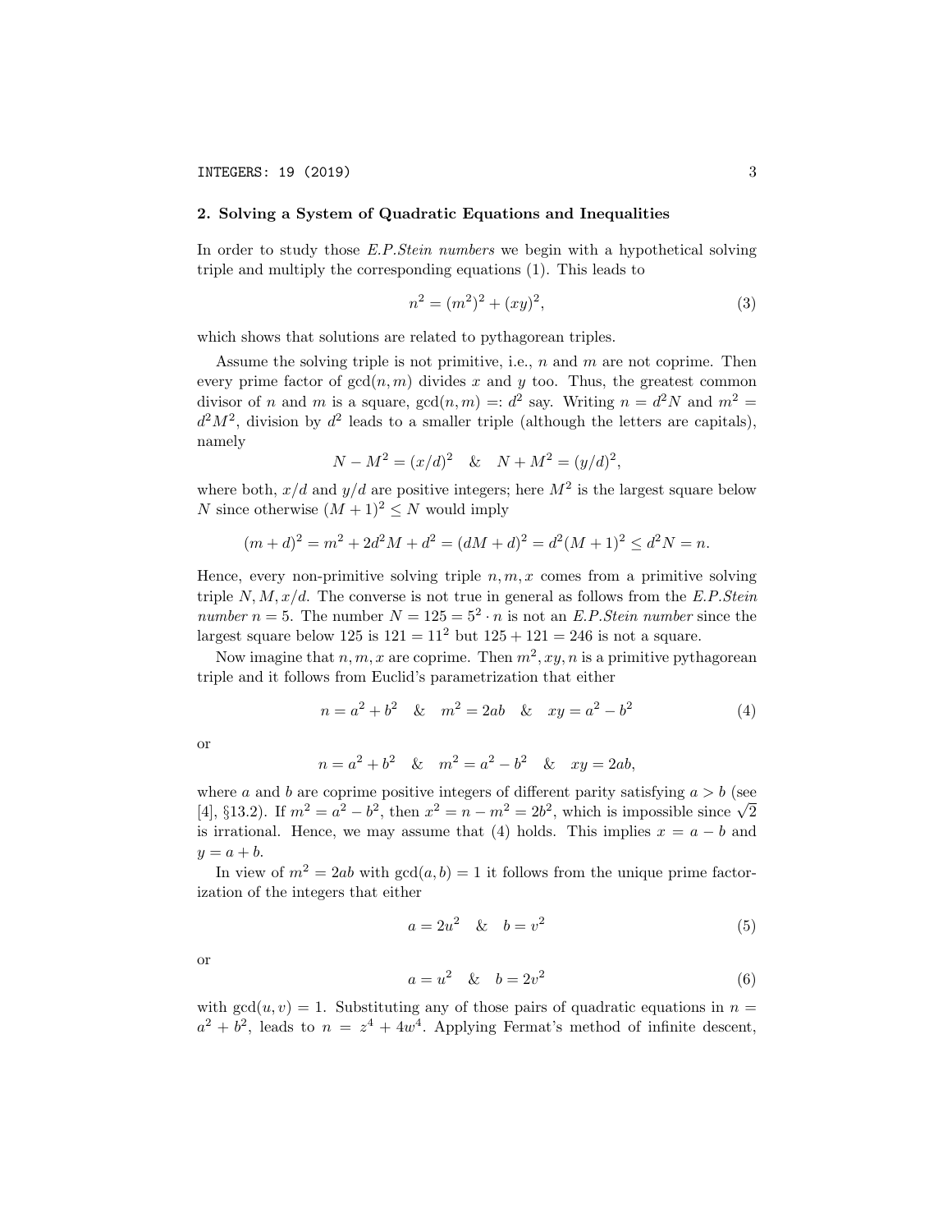## 2. Solving a System of Quadratic Equations and Inequalities

In order to study those *E.P.Stein numbers* we begin with a hypothetical solving triple and multiply the corresponding equations (1). This leads to

$$n^2 = (m^2)^2 + (xy)^2, \tag{3}$$

which shows that solutions are related to pythagorean triples.

Assume the solving triple is not primitive, i.e., $n$ and $m$ are not coprime. Then every prime factor of $\gcd(n, m)$ divides $x$ and $y$ too. Thus, the greatest common divisor of $n$ and $m$ is a square, $\gcd(n, m) =: d^2$ say. Writing $n = d^2N$ and $m^2 = d^2M^2$, division by $d^2$ leads to a smaller triple (although the letters are capitals), namely

$$N - M^2 = (x/d)^2 \quad \& \quad N + M^2 = (y/d)^2,$$

where both, $x/d$ and $y/d$ are positive integers; here $M^2$ is the largest square below $N$ since otherwise $(M + 1)^2 \leq N$ would imply

$$(m + d)^2 = m^2 + 2d^2M + d^2 = (dM + d)^2 = d^2(M + 1)^2 \leq d^2N = n.$$

Hence, every non-primitive solving triple $n, m, x$ comes from a primitive solving triple $N, M, x/d$. The converse is not true in general as follows from the *E.P.Stein number* $n = 5$. The number $N = 125 = 5^2 \cdot n$ is not an *E.P.Stein number* since the largest square below 125 is $121 = 11^2$ but $125 + 121 = 246$ is not a square.

Now imagine that $n, m, x$ are coprime. Then $m^2, xy, n$ is a primitive pythagorean triple and it follows from Euclid's parametrization that either

$$n = a^2 + b^2 \quad \& \quad m^2 = 2ab \quad \& \quad xy = a^2 - b^2 \tag{4}$$

or

$$n = a^2 + b^2 \quad \& \quad m^2 = a^2 - b^2 \quad \& \quad xy = 2ab,$$

where $a$ and $b$ are coprime positive integers of different parity satisfying $a > b$ (see [4], §13.2). If $m^2 = a^2 - b^2$, then $x^2 = n - m^2 = 2b^2$, which is impossible since $\sqrt{2}$ is irrational. Hence, we may assume that (4) holds. This implies $x = a - b$ and $y = a + b$.

In view of $m^2 = 2ab$ with $\gcd(a, b) = 1$ it follows from the unique prime factorization of the integers that either

$$a = 2u^2 \quad \& \quad b = v^2 \tag{5}$$

or

$$a = u^2 \quad \& \quad b = 2v^2 \tag{6}$$

with $\gcd(u, v) = 1$. Substituting any of those pairs of quadratic equations in $n = a^2 + b^2$, leads to $n = z^4 + 4w^4$. Applying Fermat's method of infinite descent,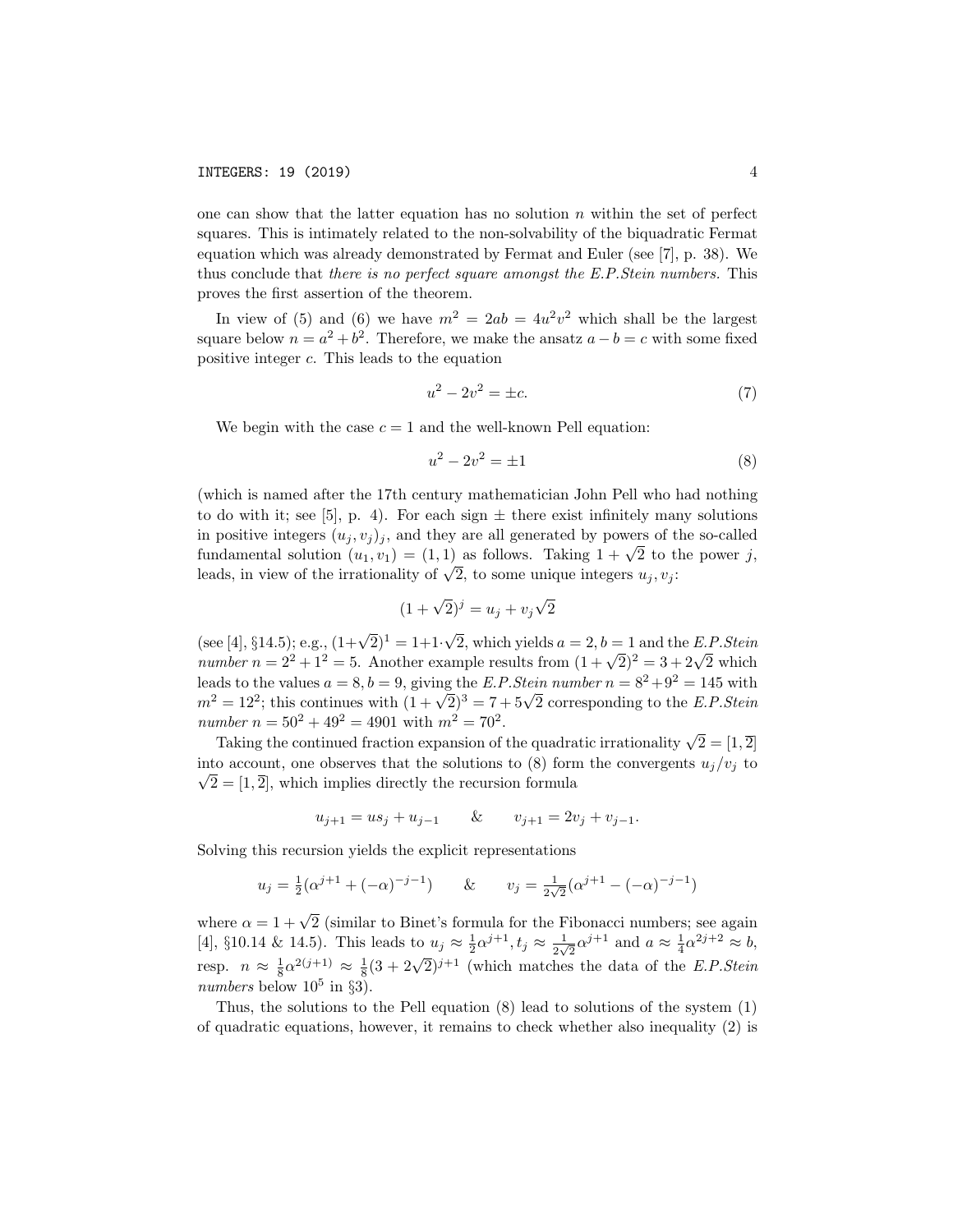one can show that the latter equation has no solution $n$ within the set of perfect squares. This is intimately related to the non-solvability of the biquadratic Fermat equation which was already demonstrated by Fermat and Euler (see [7], p. 38). We thus conclude that *there is no perfect square amongst the E.P.Stein numbers*. This proves the first assertion of the theorem.

In view of (5) and (6) we have $m^2 = 2ab = 4u^2v^2$ which shall be the largest square below $n = a^2 + b^2$. Therefore, we make the ansatz $a - b = c$ with some fixed positive integer $c$. This leads to the equation

$$u^2 - 2v^2 = \pm c. \tag{7}$$

We begin with the case $c = 1$ and the well-known Pell equation:

$$u^2 - 2v^2 = \pm 1 \tag{8}$$

(which is named after the 17th century mathematician John Pell who had nothing to do with it; see [5], p. 4). For each sign $\pm$ there exist infinitely many solutions in positive integers $(u_j, v_j)_j$, and they are all generated by powers of the so-called fundamental solution $(u_1, v_1) = (1, 1)$ as follows. Taking $1 + \sqrt{2}$ to the power $j$, leads, in view of the irrationality of $\sqrt{2}$, to some unique integers $u_j, v_j$:

$$(1 + \sqrt{2})^j = u_j + v_j\sqrt{2}$$

(see [4], §14.5); e.g., $(1+\sqrt{2})^1 = 1+1\cdot\sqrt{2}$, which yields $a = 2, b = 1$ and the *E.P.Stein number* $n = 2^2 + 1^2 = 5$. Another example results from $(1 + \sqrt{2})^2 = 3 + 2\sqrt{2}$ which leads to the values $a = 8, b = 9$, giving the *E.P.Stein number* $n = 8^2 + 9^2 = 145$ with $m^2 = 12^2$; this continues with $(1 + \sqrt{2})^3 = 7 + 5\sqrt{2}$ corresponding to the *E.P.Stein number* $n = 50^2 + 49^2 = 4901$ with $m^2 = 70^2$.

Taking the continued fraction expansion of the quadratic irrationality $\sqrt{2} = [1, \overline{2}]$ into account, one observes that the solutions to (8) form the convergents $u_j/v_j$ to $\sqrt{2} = [1, \overline{2}]$, which implies directly the recursion formula

$$u_{j+1} = us_j + u_{j-1} \qquad \& \qquad v_{j+1} = 2v_j + v_{j-1}.$$

Solving this recursion yields the explicit representations

$$u_j = \tfrac{1}{2}(\alpha^{j+1} + (-\alpha)^{-j-1}) \qquad \& \qquad v_j = \tfrac{1}{2\sqrt{2}}(\alpha^{j+1} - (-\alpha)^{-j-1})$$

where $\alpha = 1 + \sqrt{2}$ (similar to Binet's formula for the Fibonacci numbers; see again [4], §10.14 & 14.5). This leads to $u_j \approx \frac{1}{2}\alpha^{j+1}, t_j \approx \frac{1}{2\sqrt{2}}\alpha^{j+1}$ and $a \approx \frac{1}{4}\alpha^{2j+2} \approx b$, resp. $n \approx \frac{1}{8}\alpha^{2(j+1)} \approx \frac{1}{8}(3 + 2\sqrt{2})^{j+1}$ (which matches the data of the *E.P.Stein numbers* below $10^5$ in §3).

Thus, the solutions to the Pell equation (8) lead to solutions of the system (1) of quadratic equations, however, it remains to check whether also inequality (2) is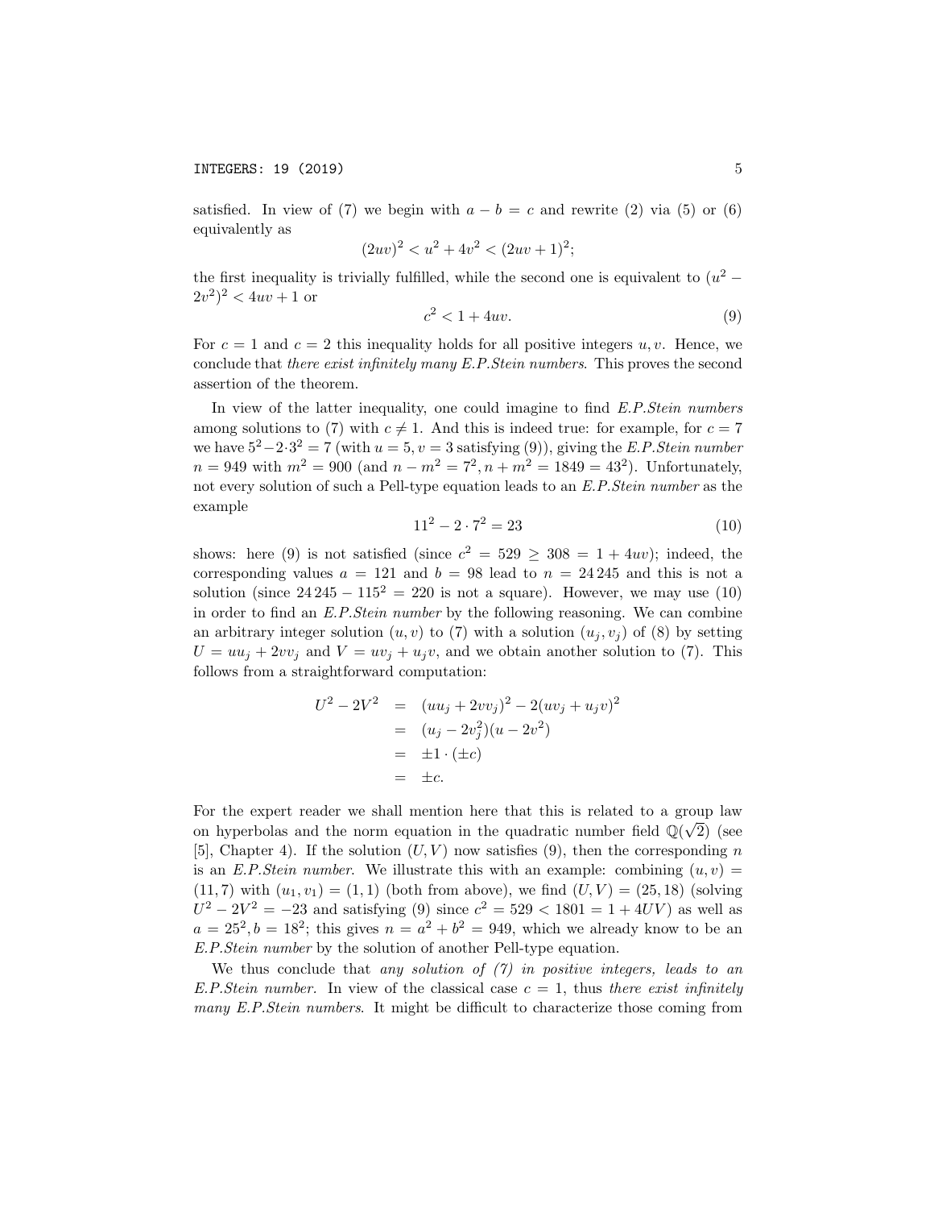satisfied. In view of (7) we begin with $a - b = c$ and rewrite (2) via (5) or (6) equivalently as

$$(2uv)^2 < u^2 + 4v^2 < (2uv + 1)^2;$$

the first inequality is trivially fulfilled, while the second one is equivalent to $(u^2 - 2v^2)^2 < 4uv + 1$ or

$$c^2 < 1 + 4uv. \tag{9}$$

For $c = 1$ and $c = 2$ this inequality holds for all positive integers $u, v$. Hence, we conclude that *there exist infinitely many E.P.Stein numbers*. This proves the second assertion of the theorem.

In view of the latter inequality, one could imagine to find *E.P.Stein numbers* among solutions to (7) with $c \neq 1$. And this is indeed true: for example, for $c = 7$ we have $5^2 - 2 \cdot 3^2 = 7$ (with $u = 5, v = 3$ satisfying (9)), giving the *E.P.Stein number* $n = 949$ with $m^2 = 900$ (and $n - m^2 = 7^2, n + m^2 = 1849 = 43^2$). Unfortunately, not every solution of such a Pell-type equation leads to an *E.P.Stein number* as the example

$$11^2 - 2 \cdot 7^2 = 23 \tag{10}$$

shows: here (9) is not satisfied (since $c^2 = 529 \geq 308 = 1 + 4uv$); indeed, the corresponding values $a = 121$ and $b = 98$ lead to $n = 24\,245$ and this is not a solution (since $24\,245 - 115^2 = 220$ is not a square). However, we may use (10) in order to find an *E.P.Stein number* by the following reasoning. We can combine an arbitrary integer solution $(u, v)$ to (7) with a solution $(u_j, v_j)$ of (8) by setting $U = uu_j + 2vv_j$ and $V = uv_j + u_jv$, and we obtain another solution to (7). This follows from a straightforward computation:

$$\begin{aligned}
U^2 - 2V^2 &= (uu_j + 2vv_j)^2 - 2(uv_j + u_jv)^2 \\
&= (u_j - 2v_j^2)(u - 2v^2) \\
&= \pm 1 \cdot (\pm c) \\
&= \pm c.
\end{aligned}$$

For the expert reader we shall mention here that this is related to a group law on hyperbolas and the norm equation in the quadratic number field $\mathbb{Q}(\sqrt{2})$ (see [5], Chapter 4). If the solution $(U, V)$ now satisfies (9), then the corresponding $n$ is an *E.P.Stein number*. We illustrate this with an example: combining $(u, v) = (11, 7)$ with $(u_1, v_1) = (1, 1)$ (both from above), we find $(U, V) = (25, 18)$ (solving $U^2 - 2V^2 = -23$ and satisfying (9) since $c^2 = 529 < 1801 = 1 + 4UV$) as well as $a = 25^2, b = 18^2$; this gives $n = a^2 + b^2 = 949$, which we already know to be an *E.P.Stein number* by the solution of another Pell-type equation.

We thus conclude that *any solution of (7) in positive integers, leads to an E.P.Stein number*. In view of the classical case $c = 1$, thus *there exist infinitely many E.P.Stein numbers*. It might be difficult to characterize those coming from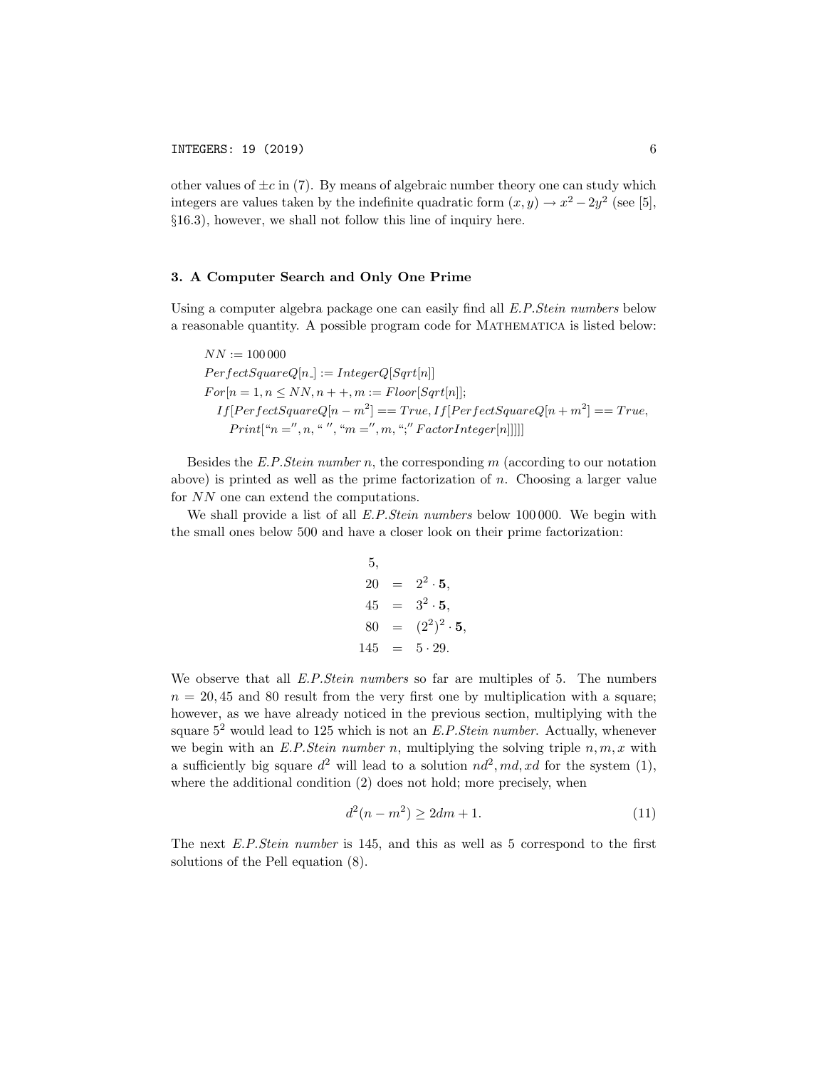other values of $\pm c$ in (7). By means of algebraic number theory one can study which integers are values taken by the indefinite quadratic form $(x, y) \to x^2 - 2y^2$ (see [5], §16.3), however, we shall not follow this line of inquiry here.

## 3. A Computer Search and Only One Prime

Using a computer algebra package one can easily find all *E.P.Stein numbers* below a reasonable quantity. A possible program code for MATHEMATICA is listed below:

```
NN := 100 000
PerfectSquareQ[n_] := IntegerQ[Sqrt[n]]
For[n = 1, n ≤ NN, n++, m := Floor[Sqrt[n]];
  If[PerfectSquareQ[n − m^2] == True, If[PerfectSquareQ[n + m^2] == True,
    Print["n =", n, " ", "m =", m, ";" FactorInteger[n]]]]]
```

Besides the *E.P.Stein number* $n$, the corresponding $m$ (according to our notation above) is printed as well as the prime factorization of $n$. Choosing a larger value for $NN$ one can extend the computations.

We shall provide a list of all *E.P.Stein numbers* below 100 000. We begin with the small ones below 500 and have a closer look on their prime factorization:

$$
\begin{aligned}
&5, \\
20 &= 2^2 \cdot \mathbf{5}, \\
45 &= 3^2 \cdot \mathbf{5}, \\
80 &= (2^2)^2 \cdot \mathbf{5}, \\
145 &= 5 \cdot 29.
\end{aligned}
$$

We observe that all *E.P.Stein numbers* so far are multiples of 5. The numbers $n = 20, 45$ and 80 result from the very first one by multiplication with a square; however, as we have already noticed in the previous section, multiplying with the square $5^2$ would lead to 125 which is not an *E.P.Stein number*. Actually, whenever we begin with an *E.P.Stein number* $n$, multiplying the solving triple $n, m, x$ with a sufficiently big square $d^2$ will lead to a solution $nd^2, md, xd$ for the system (1), where the additional condition (2) does not hold; more precisely, when

$$
d^2(n - m^2) \geq 2dm + 1. \tag{11}
$$

The next *E.P.Stein number* is 145, and this as well as 5 correspond to the first solutions of the Pell equation (8).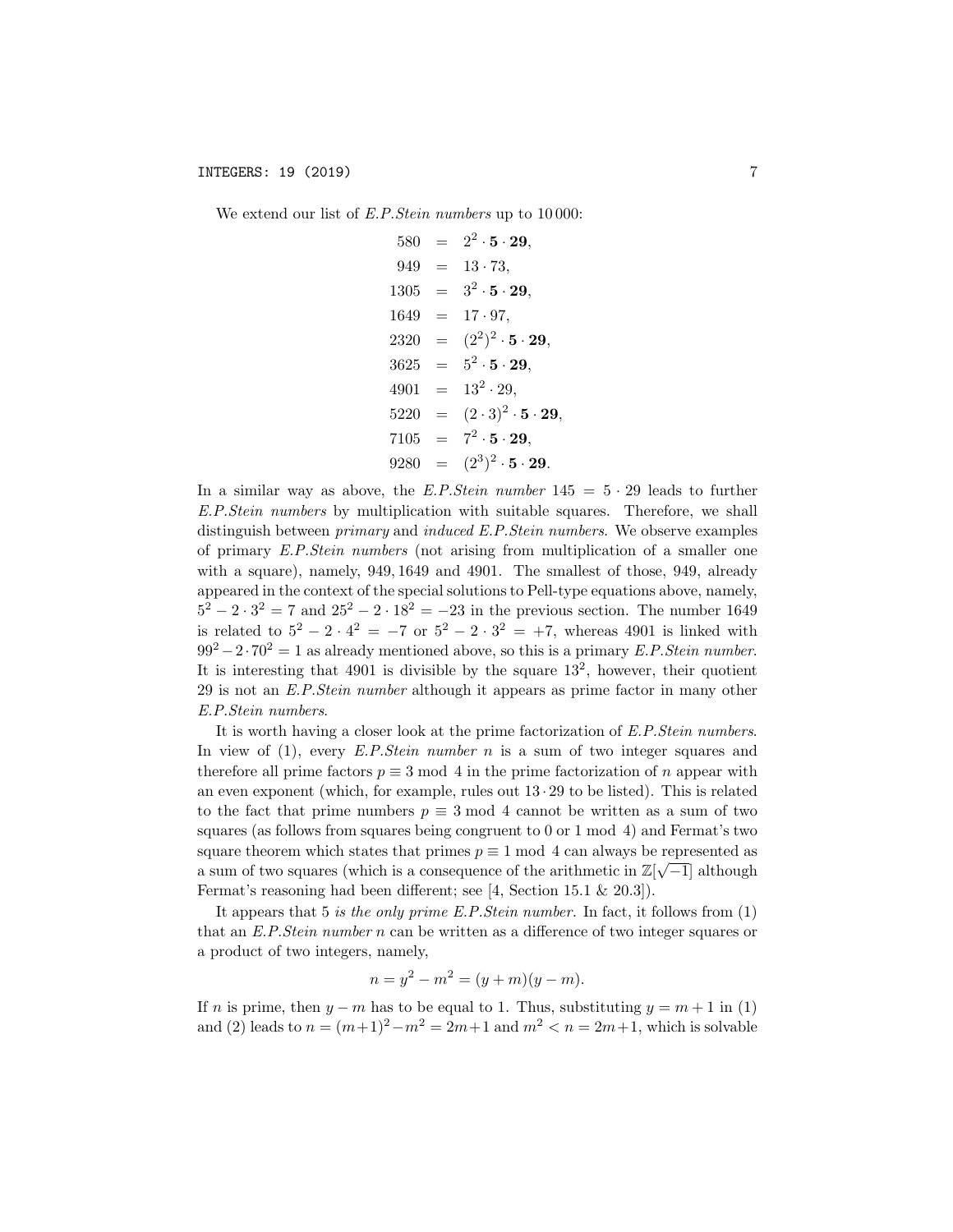We extend our list of *E.P.Stein numbers* up to 10 000:

$$
\begin{aligned}
580 &= 2^2 \cdot \mathbf{5} \cdot \mathbf{29},\\
949 &= 13 \cdot 73,\\
1305 &= 3^2 \cdot \mathbf{5} \cdot \mathbf{29},\\
1649 &= 17 \cdot 97,\\
2320 &= (2^2)^2 \cdot \mathbf{5} \cdot \mathbf{29},\\
3625 &= 5^2 \cdot \mathbf{5} \cdot \mathbf{29},\\
4901 &= 13^2 \cdot 29,\\
5220 &= (2 \cdot 3)^2 \cdot \mathbf{5} \cdot \mathbf{29},\\
7105 &= 7^2 \cdot \mathbf{5} \cdot \mathbf{29},\\
9280 &= (2^3)^2 \cdot \mathbf{5} \cdot \mathbf{29}.
\end{aligned}
$$

In a similar way as above, the *E.P.Stein number* $145 = 5 \cdot 29$ leads to further *E.P.Stein numbers* by multiplication with suitable squares. Therefore, we shall distinguish between *primary* and *induced E.P.Stein numbers*. We observe examples of primary *E.P.Stein numbers* (not arising from multiplication of a smaller one with a square), namely, 949, 1649 and 4901. The smallest of those, 949, already appeared in the context of the special solutions to Pell-type equations above, namely, $5^2 - 2 \cdot 3^2 = 7$ and $25^2 - 2 \cdot 18^2 = -23$ in the previous section. The number 1649 is related to $5^2 - 2 \cdot 4^2 = -7$ or $5^2 - 2 \cdot 3^2 = +7$, whereas 4901 is linked with $99^2 - 2 \cdot 70^2 = 1$ as already mentioned above, so this is a primary *E.P.Stein number*. It is interesting that 4901 is divisible by the square $13^2$, however, their quotient 29 is not an *E.P.Stein number* although it appears as prime factor in many other *E.P.Stein numbers*.

It is worth having a closer look at the prime factorization of *E.P.Stein numbers*. In view of (1), every *E.P.Stein number* $n$ is a sum of two integer squares and therefore all prime factors $p \equiv 3 \bmod 4$ in the prime factorization of $n$ appear with an even exponent (which, for example, rules out $13 \cdot 29$ to be listed). This is related to the fact that prime numbers $p \equiv 3 \bmod 4$ cannot be written as a sum of two squares (as follows from squares being congruent to 0 or 1 mod 4) and Fermat's two square theorem which states that primes $p \equiv 1 \bmod 4$ can always be represented as a sum of two squares (which is a consequence of the arithmetic in $\mathbb{Z}[\sqrt{-1}]$ although Fermat's reasoning had been different; see [4, Section 15.1 & 20.3]).

It appears that 5 *is the only prime E.P.Stein number*. In fact, it follows from (1) that an *E.P.Stein number* $n$ can be written as a difference of two integer squares or a product of two integers, namely,

$$n = y^2 - m^2 = (y + m)(y - m).$$

If $n$ is prime, then $y - m$ has to be equal to 1. Thus, substituting $y = m + 1$ in (1) and (2) leads to $n = (m+1)^2 - m^2 = 2m+1$ and $m^2 < n = 2m+1$, which is solvable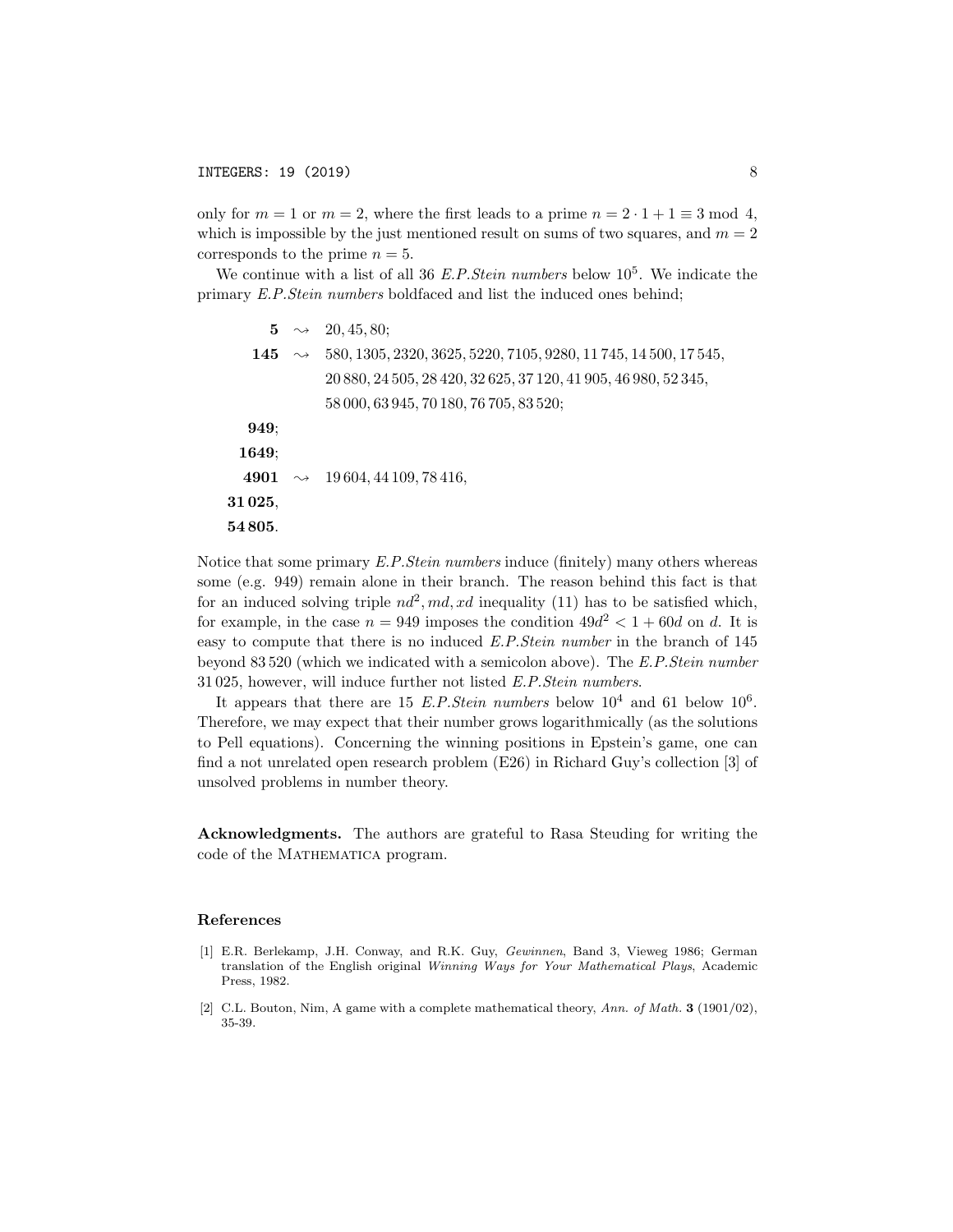only for $m = 1$ or $m = 2$, where the first leads to a prime $n = 2 \cdot 1 + 1 \equiv 3 \bmod 4$, which is impossible by the just mentioned result on sums of two squares, and $m = 2$ corresponds to the prime $n = 5$.

We continue with a list of all 36 *E.P.Stein numbers* below $10^5$. We indicate the primary *E.P.Stein numbers* boldfaced and list the induced ones behind;

$$
\begin{array}{rcl}
\mathbf{5} & \rightsquigarrow & 20, 45, 80; \\
\mathbf{145} & \rightsquigarrow & 580, 1305, 2320, 3625, 5220, 7105, 9280, 11\,745, 14\,500, 17\,545, \\
 & & 20\,880, 24\,505, 28\,420, 32\,625, 37\,120, 41\,905, 46\,980, 52\,345, \\
 & & 58\,000, 63\,945, 70\,180, 76\,705, 83\,520; \\
\mathbf{949}; & & \\
\mathbf{1649}; & & \\
\mathbf{4901} & \rightsquigarrow & 19\,604, 44\,109, 78\,416, \\
\mathbf{31\,025}, & & \\
\mathbf{54\,805}. & &
\end{array}
$$

Notice that some primary *E.P.Stein numbers* induce (finitely) many others whereas some (e.g. 949) remain alone in their branch. The reason behind this fact is that for an induced solving triple $nd^2, md, xd$ inequality (11) has to be satisfied which, for example, in the case $n = 949$ imposes the condition $49d^2 < 1 + 60d$ on $d$. It is easy to compute that there is no induced *E.P.Stein number* in the branch of 145 beyond 83 520 (which we indicated with a semicolon above). The *E.P.Stein number* 31 025, however, will induce further not listed *E.P.Stein numbers*.

It appears that there are 15 *E.P.Stein numbers* below $10^4$ and 61 below $10^6$. Therefore, we may expect that their number grows logarithmically (as the solutions to Pell equations). Concerning the winning positions in Epstein's game, one can find a not unrelated open research problem (E26) in Richard Guy's collection [3] of unsolved problems in number theory.

**Acknowledgments.** The authors are grateful to Rasa Steuding for writing the code of the MATHEMATICA program.

## References

[1] E.R. Berlekamp, J.H. Conway, and R.K. Guy, *Gewinnen*, Band 3, Vieweg 1986; German translation of the English original *Winning Ways for Your Mathematical Plays*, Academic Press, 1982.

[2] C.L. Bouton, Nim, A game with a complete mathematical theory, *Ann. of Math.* **3** (1901/02), 35-39.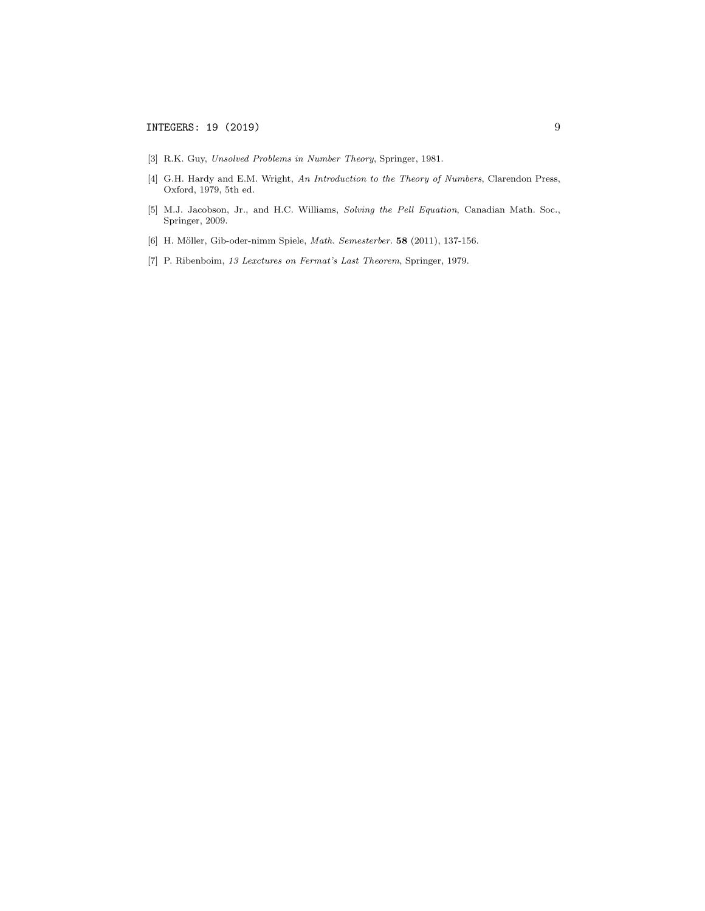[3] R.K. Guy, *Unsolved Problems in Number Theory*, Springer, 1981.

[4] G.H. Hardy and E.M. Wright, *An Introduction to the Theory of Numbers*, Clarendon Press, Oxford, 1979, 5th ed.

[5] M.J. Jacobson, Jr., and H.C. Williams, *Solving the Pell Equation*, Canadian Math. Soc., Springer, 2009.

[6] H. Möller, Gib-oder-nimm Spiele, *Math. Semesterber.* **58** (2011), 137-156.

[7] P. Ribenboim, *13 Lexctures on Fermat's Last Theorem*, Springer, 1979.